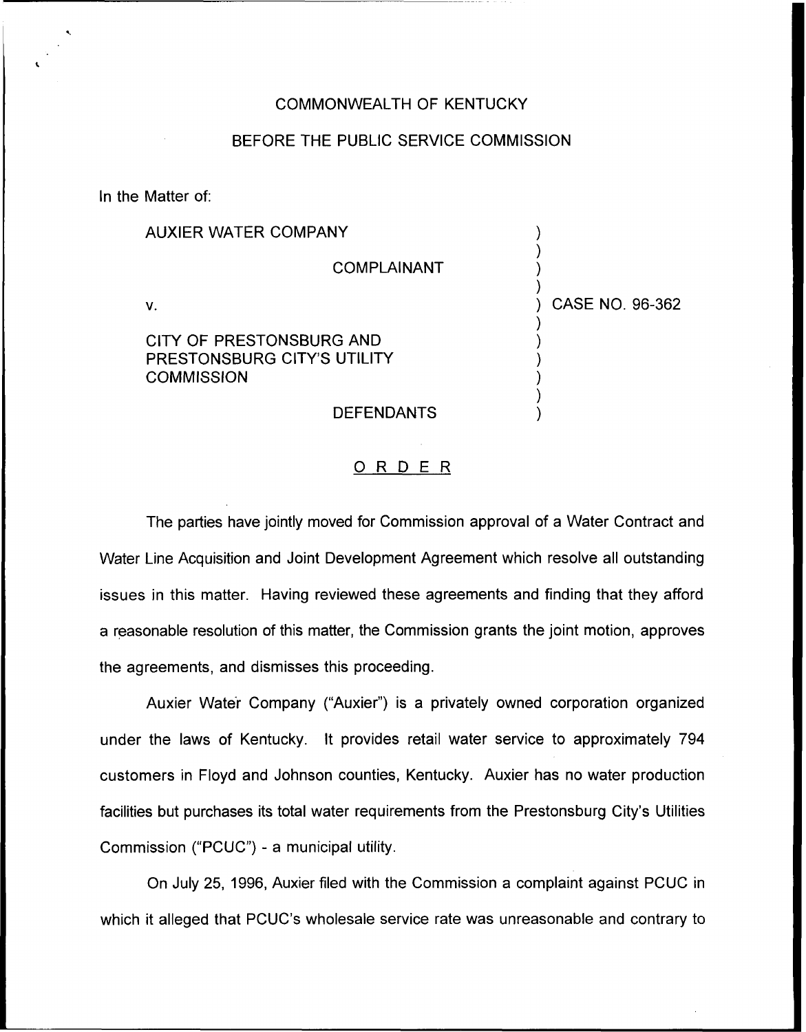COMMONWEALTH OF KENTUCKY

BEFORE THE PUBLIC SERVICE COMMISSION

In the Matter of:

AUXIER WATER COMPANY

COMPLAINANT

v.

CITY OF PRESTONSBURG AND PRESTONSBURG CITY'S UTILITY COMMISSION

DEFENDANTS

CASE NO. 96-362

## ORDER

The parties have jointly moved for Commission approval of a Water Contract and Water Line Acquisition and Joint Development Agreement which resolve all outstanding issues in this matter. Having reviewed these agreements and finding that they afford a reasonable resolution of this matter, the Commission grants the joint motion, approves the agreements, and dismisses this proceeding.

Auxier Water Company ("Auxier") is a privately owned corporation organized under the laws of Kentucky. It provides retail water service to approximately 794 customers in Floyd and Johnson counties, Kentucky. Auxier has no water production facilities but purchases its total water requirements from the Prestonsburg City's Utilities Commission ("PCUC") - a municipal utility.

On July 25, 1996, Auxier filed with the Commission a complaint against PCUC in which it alleged that PCUC's wholesale service rate was unreasonable and contrary to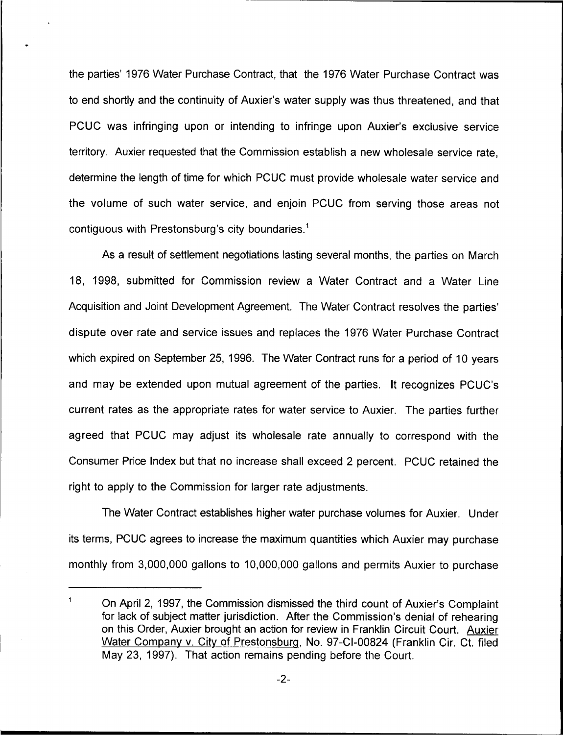the parties' 1976 Water Purchase Contract, that the 1976 Water Purchase Contract was to end shortly and the continuity of Auxier's water supply was thus threatened, and that PCUC was infringing upon or intending to infringe upon Auxier's exclusive service territory. Auxier requested that the Commission establish a new wholesale service rate, determine the length of time for which PCUC must provide wholesale water service and the volume of such water service, and enjoin PCUC from serving those areas not contiguous with Prestonsburg's city boundaries.[1]

As a result of settlement negotiations lasting several months, the parties on March 18, 1998, submitted for Commission review a Water Contract and a Water Line Acquisition and Joint Development Agreement. The Water Contract resolves the parties' dispute over rate and service issues and replaces the 1976 Water Purchase Contract which expired on September 25, 1996. The Water Contract runs for a period of 10 years and may be extended upon mutual agreement of the parties. It recognizes PCUC's current rates as the appropriate rates for water service to Auxier. The parties further agreed that PCUC may adjust its wholesale rate annually to correspond with the Consumer Price Index but that no increase shall exceed 2 percent. PCUC retained the right to apply to the Commission for larger rate adjustments.

The Water Contract establishes higher water purchase volumes for Auxier. Under its terms, PCUC agrees to increase the maximum quantities which Auxier may purchase monthly from 3,000,000 gallons to 10,000,000 gallons and permits Auxier to purchase

---

[1] On April 2, 1997, the Commission dismissed the third count of Auxier's Complaint for lack of subject matter jurisdiction. After the Commission's denial of rehearing on this Order, Auxier brought an action for review in Franklin Circuit Court. Auxier Water Company v. City of Prestonsburg, No. 97-CI-00824 (Franklin Cir. Ct. filed May 23, 1997). That action remains pending before the Court.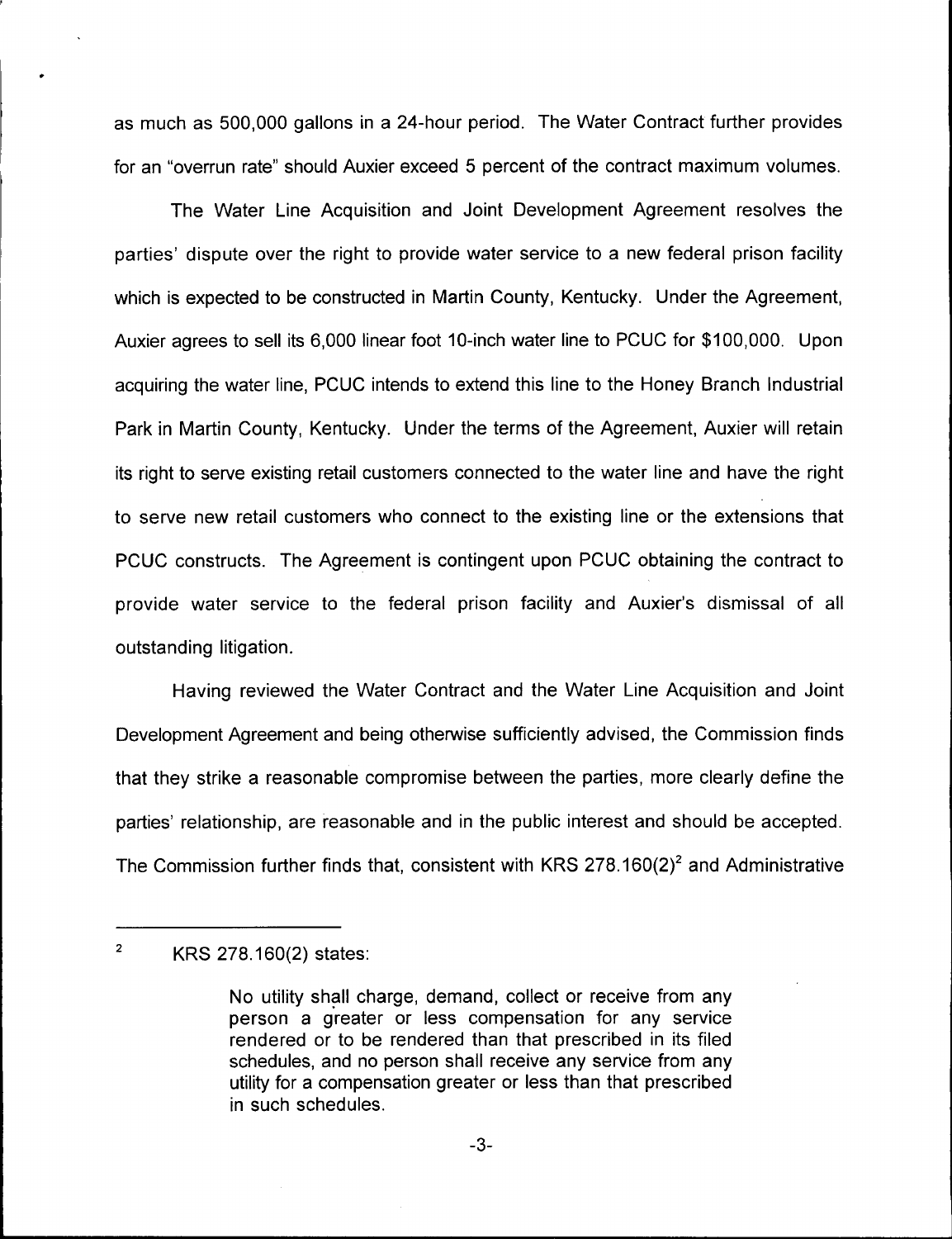as much as 500,000 gallons in a 24-hour period. The Water Contract further provides for an "overrun rate" should Auxier exceed 5 percent of the contract maximum volumes.

The Water Line Acquisition and Joint Development Agreement resolves the parties' dispute over the right to provide water service to a new federal prison facility which is expected to be constructed in Martin County, Kentucky. Under the Agreement, Auxier agrees to sell its 6,000 linear foot 10-inch water line to PCUC for $100,000. Upon acquiring the water line, PCUC intends to extend this line to the Honey Branch Industrial Park in Martin County, Kentucky. Under the terms of the Agreement, Auxier will retain its right to serve existing retail customers connected to the water line and have the right to serve new retail customers who connect to the existing line or the extensions that PCUC constructs. The Agreement is contingent upon PCUC obtaining the contract to provide water service to the federal prison facility and Auxier's dismissal of all outstanding litigation.

Having reviewed the Water Contract and the Water Line Acquisition and Joint Development Agreement and being otherwise sufficiently advised, the Commission finds that they strike a reasonable compromise between the parties, more clearly define the parties' relationship, are reasonable and in the public interest and should be accepted. The Commission further finds that, consistent with KRS 278.160(2)[2] and Administrative

---

[2] KRS 278.160(2) states:

> No utility shall charge, demand, collect or receive from any person a greater or less compensation for any service rendered or to be rendered than that prescribed in its filed schedules, and no person shall receive any service from any utility for a compensation greater or less than that prescribed in such schedules.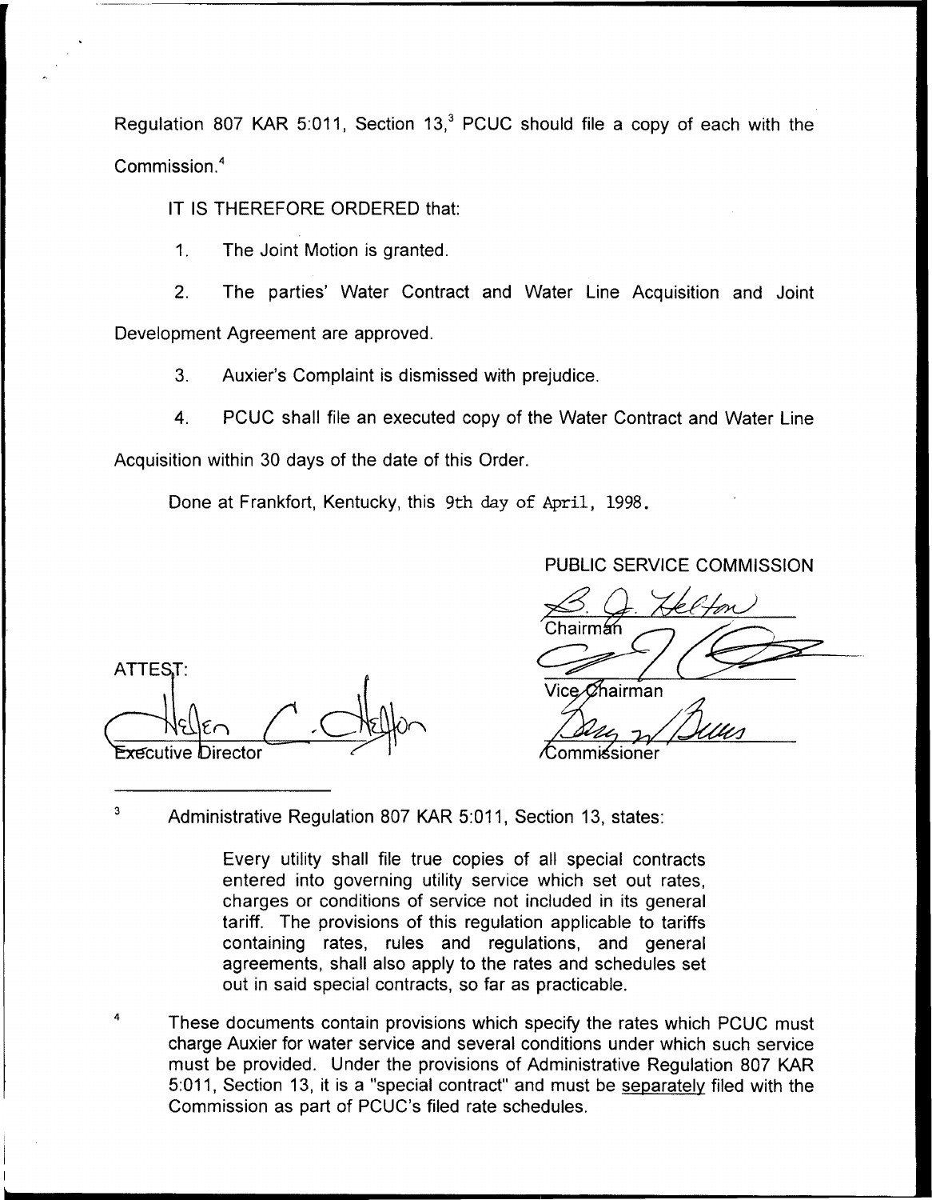Regulation 807 KAR 5:011, Section 13,[3] PCUC should file a copy of each with the Commission.[4]

IT IS THEREFORE ORDERED that:

1. The Joint Motion is granted.

2. The parties' Water Contract and Water Line Acquisition and Joint Development Agreement are approved.

3. Auxier's Complaint is dismissed with prejudice.

4. PCUC shall file an executed copy of the Water Contract and Water Line Acquisition within 30 days of the date of this Order.

Done at Frankfort, Kentucky, this 9th day of April, 1998.

PUBLIC SERVICE COMMISSION

Chairman

Vice Chairman

Commissioner

ATTEST:

Executive Director

---

[3] Administrative Regulation 807 KAR 5:011, Section 13, states:

> Every utility shall file true copies of all special contracts entered into governing utility service which set out rates, charges or conditions of service not included in its general tariff. The provisions of this regulation applicable to tariffs containing rates, rules and regulations, and general agreements, shall also apply to the rates and schedules set out in said special contracts, so far as practicable.

[4] These documents contain provisions which specify the rates which PCUC must charge Auxier for water service and several conditions under which such service must be provided. Under the provisions of Administrative Regulation 807 KAR 5:011, Section 13, it is a "special contract" and must be separately filed with the Commission as part of PCUC's filed rate schedules.